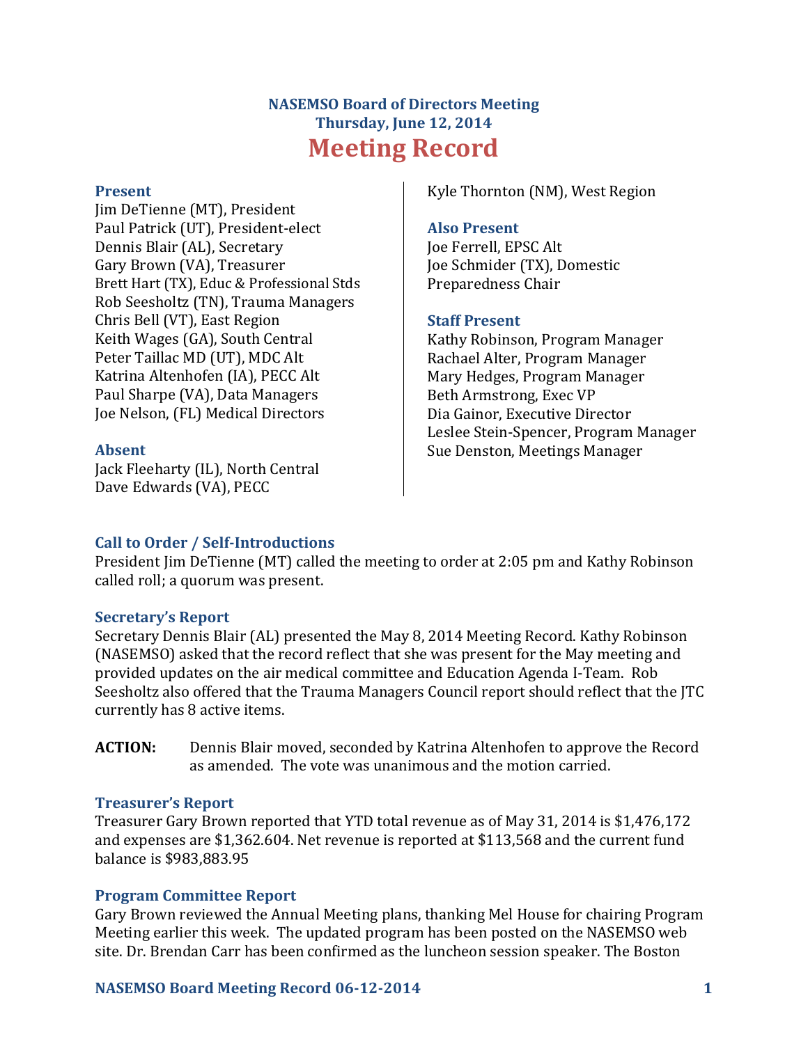# NASEMSO Board of Directors Meeting
## Thursday, June 12, 2014
# Meeting Record

### Present
Jim DeTienne (MT), President
Paul Patrick (UT), President-elect
Dennis Blair (AL), Secretary
Gary Brown (VA), Treasurer
Brett Hart (TX), Educ & Professional Stds
Rob Seesholtz (TN), Trauma Managers
Chris Bell (VT), East Region
Keith Wages (GA), South Central
Peter Taillac MD (UT), MDC Alt
Katrina Altenhofen (IA), PECC Alt
Paul Sharpe (VA), Data Managers
Joe Nelson, (FL) Medical Directors
Kyle Thornton (NM), West Region

### Absent
Jack Fleeharty (IL), North Central
Dave Edwards (VA), PECC

### Also Present
Joe Ferrell, EPSC Alt
Joe Schmider (TX), Domestic Preparedness Chair

### Staff Present
Kathy Robinson, Program Manager
Rachael Alter, Program Manager
Mary Hedges, Program Manager
Beth Armstrong, Exec VP
Dia Gainor, Executive Director
Leslee Stein-Spencer, Program Manager
Sue Denston, Meetings Manager

### Call to Order / Self-Introductions
President Jim DeTienne (MT) called the meeting to order at 2:05 pm and Kathy Robinson called roll; a quorum was present.

### Secretary's Report
Secretary Dennis Blair (AL) presented the May 8, 2014 Meeting Record. Kathy Robinson (NASEMSO) asked that the record reflect that she was present for the May meeting and provided updates on the air medical committee and Education Agenda I-Team. Rob Seesholtz also offered that the Trauma Managers Council report should reflect that the JTC currently has 8 active items.

**ACTION:** Dennis Blair moved, seconded by Katrina Altenhofen to approve the Record as amended. The vote was unanimous and the motion carried.

### Treasurer's Report
Treasurer Gary Brown reported that YTD total revenue as of May 31, 2014 is $1,476,172 and expenses are $1,362.604. Net revenue is reported at $113,568 and the current fund balance is $983,883.95

### Program Committee Report
Gary Brown reviewed the Annual Meeting plans, thanking Mel House for chairing Program Meeting earlier this week. The updated program has been posted on the NASEMSO web site. Dr. Brendan Carr has been confirmed as the luncheon session speaker. The Boston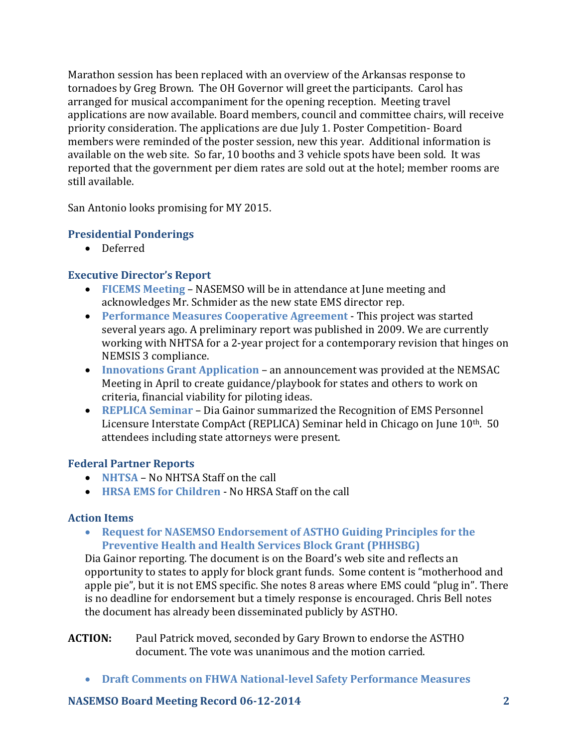Marathon session has been replaced with an overview of the Arkansas response to tornadoes by Greg Brown. The OH Governor will greet the participants. Carol has arranged for musical accompaniment for the opening reception. Meeting travel applications are now available. Board members, council and committee chairs, will receive priority consideration. The applications are due July 1. Poster Competition- Board members were reminded of the poster session, new this year. Additional information is available on the web site. So far, 10 booths and 3 vehicle spots have been sold. It was reported that the government per diem rates are sold out at the hotel; member rooms are still available.

San Antonio looks promising for MY 2015.

### Presidential Ponderings

- Deferred

### Executive Director's Report

- **FICEMS Meeting** – NASEMSO will be in attendance at June meeting and acknowledges Mr. Schmider as the new state EMS director rep.
- **Performance Measures Cooperative Agreement** - This project was started several years ago. A preliminary report was published in 2009. We are currently working with NHTSA for a 2-year project for a contemporary revision that hinges on NEMSIS 3 compliance.
- **Innovations Grant Application** – an announcement was provided at the NEMSAC Meeting in April to create guidance/playbook for states and others to work on criteria, financial viability for piloting ideas.
- **REPLICA Seminar** – Dia Gainor summarized the Recognition of EMS Personnel Licensure Interstate CompAct (REPLICA) Seminar held in Chicago on June 10th. 50 attendees including state attorneys were present.

### Federal Partner Reports

- **NHTSA** – No NHTSA Staff on the call
- **HRSA EMS for Children** - No HRSA Staff on the call

### Action Items

- **Request for NASEMSO Endorsement of ASTHO Guiding Principles for the Preventive Health and Health Services Block Grant (PHHSBG)**

Dia Gainor reporting. The document is on the Board's web site and reflects an opportunity to states to apply for block grant funds. Some content is "motherhood and apple pie", but it is not EMS specific. She notes 8 areas where EMS could "plug in". There is no deadline for endorsement but a timely response is encouraged. Chris Bell notes the document has already been disseminated publicly by ASTHO.

**ACTION:** Paul Patrick moved, seconded by Gary Brown to endorse the ASTHO document. The vote was unanimous and the motion carried.

- **Draft Comments on FHWA National-level Safety Performance Measures**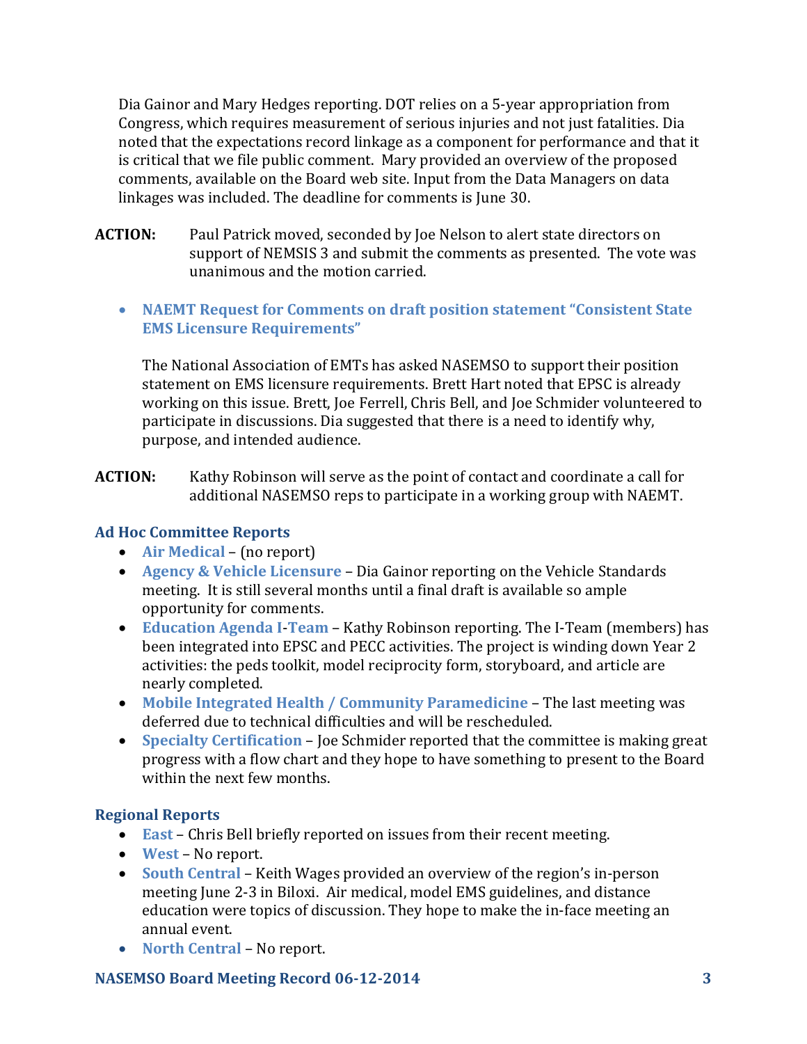Dia Gainor and Mary Hedges reporting. DOT relies on a 5-year appropriation from Congress, which requires measurement of serious injuries and not just fatalities. Dia noted that the expectations record linkage as a component for performance and that it is critical that we file public comment. Mary provided an overview of the proposed comments, available on the Board web site. Input from the Data Managers on data linkages was included. The deadline for comments is June 30.

**ACTION:** Paul Patrick moved, seconded by Joe Nelson to alert state directors on support of NEMSIS 3 and submit the comments as presented. The vote was unanimous and the motion carried.

- **NAEMT Request for Comments on draft position statement "Consistent State EMS Licensure Requirements"**

  The National Association of EMTs has asked NASEMSO to support their position statement on EMS licensure requirements. Brett Hart noted that EPSC is already working on this issue. Brett, Joe Ferrell, Chris Bell, and Joe Schmider volunteered to participate in discussions. Dia suggested that there is a need to identify why, purpose, and intended audience.

**ACTION:** Kathy Robinson will serve as the point of contact and coordinate a call for additional NASEMSO reps to participate in a working group with NAEMT.

### Ad Hoc Committee Reports

- **Air Medical** – (no report)
- **Agency & Vehicle Licensure** – Dia Gainor reporting on the Vehicle Standards meeting. It is still several months until a final draft is available so ample opportunity for comments.
- **Education Agenda I-Team** – Kathy Robinson reporting. The I-Team (members) has been integrated into EPSC and PECC activities. The project is winding down Year 2 activities: the peds toolkit, model reciprocity form, storyboard, and article are nearly completed.
- **Mobile Integrated Health / Community Paramedicine** – The last meeting was deferred due to technical difficulties and will be rescheduled.
- **Specialty Certification** – Joe Schmider reported that the committee is making great progress with a flow chart and they hope to have something to present to the Board within the next few months.

### Regional Reports

- **East** – Chris Bell briefly reported on issues from their recent meeting.
- **West** – No report.
- **South Central** – Keith Wages provided an overview of the region's in-person meeting June 2-3 in Biloxi. Air medical, model EMS guidelines, and distance education were topics of discussion. They hope to make the in-face meeting an annual event.
- **North Central** – No report.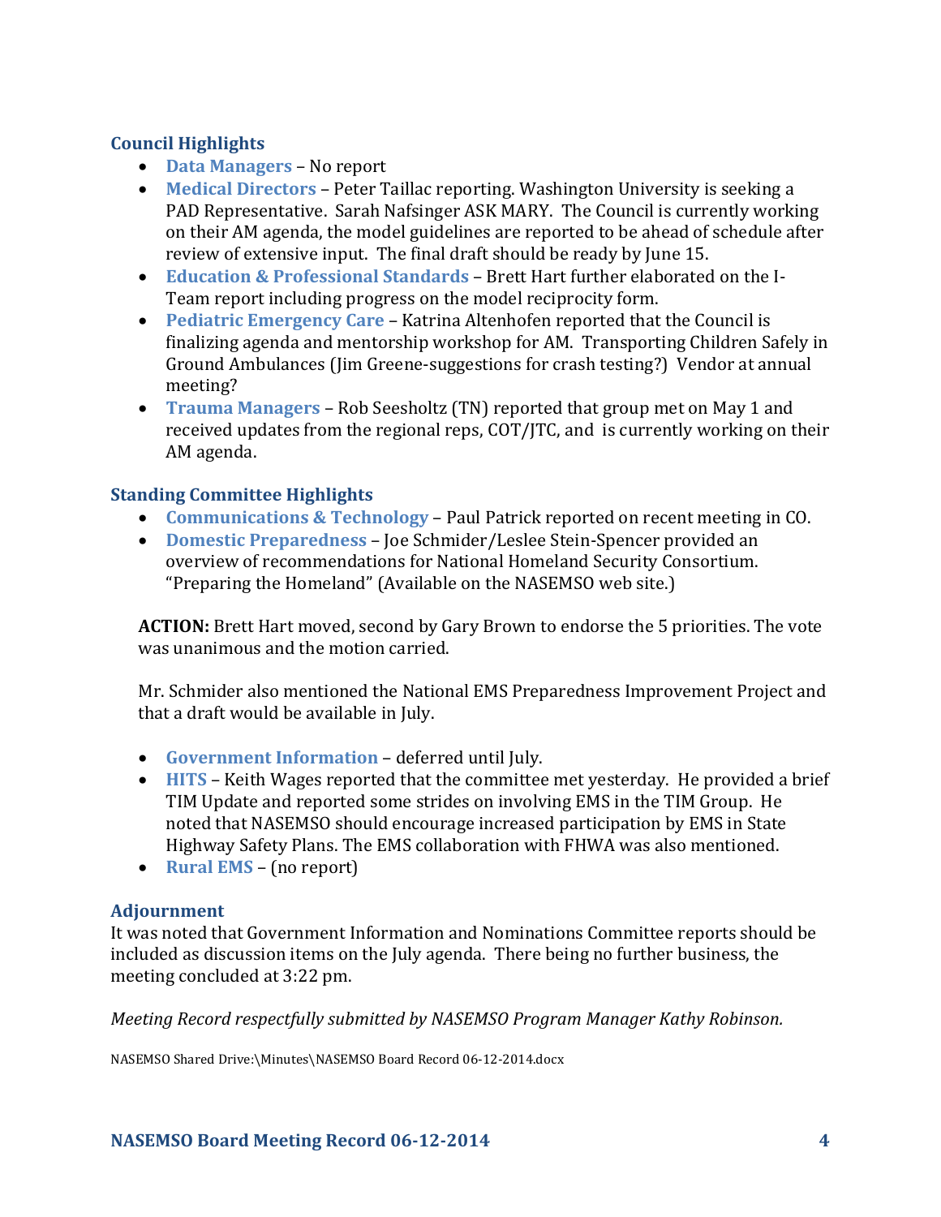### Council Highlights

- **Data Managers** – No report
- **Medical Directors** – Peter Taillac reporting. Washington University is seeking a PAD Representative. Sarah Nafsinger ASK MARY. The Council is currently working on their AM agenda, the model guidelines are reported to be ahead of schedule after review of extensive input. The final draft should be ready by June 15.
- **Education & Professional Standards** – Brett Hart further elaborated on the I-Team report including progress on the model reciprocity form.
- **Pediatric Emergency Care** – Katrina Altenhofen reported that the Council is finalizing agenda and mentorship workshop for AM. Transporting Children Safely in Ground Ambulances (Jim Greene-suggestions for crash testing?) Vendor at annual meeting?
- **Trauma Managers** – Rob Seesholtz (TN) reported that group met on May 1 and received updates from the regional reps, COT/JTC, and is currently working on their AM agenda.

### Standing Committee Highlights

- **Communications & Technology** – Paul Patrick reported on recent meeting in CO.
- **Domestic Preparedness** – Joe Schmider/Leslee Stein-Spencer provided an overview of recommendations for National Homeland Security Consortium. "Preparing the Homeland" (Available on the NASEMSO web site.)

  **ACTION:** Brett Hart moved, second by Gary Brown to endorse the 5 priorities. The vote was unanimous and the motion carried.

  Mr. Schmider also mentioned the National EMS Preparedness Improvement Project and that a draft would be available in July.

- **Government Information** – deferred until July.
- **HITS** – Keith Wages reported that the committee met yesterday. He provided a brief TIM Update and reported some strides on involving EMS in the TIM Group. He noted that NASEMSO should encourage increased participation by EMS in State Highway Safety Plans. The EMS collaboration with FHWA was also mentioned.
- **Rural EMS** – (no report)

### Adjournment

It was noted that Government Information and Nominations Committee reports should be included as discussion items on the July agenda. There being no further business, the meeting concluded at 3:22 pm.

*Meeting Record respectfully submitted by NASEMSO Program Manager Kathy Robinson.*

NASEMSO Shared Drive:\Minutes\NASEMSO Board Record 06-12-2014.docx